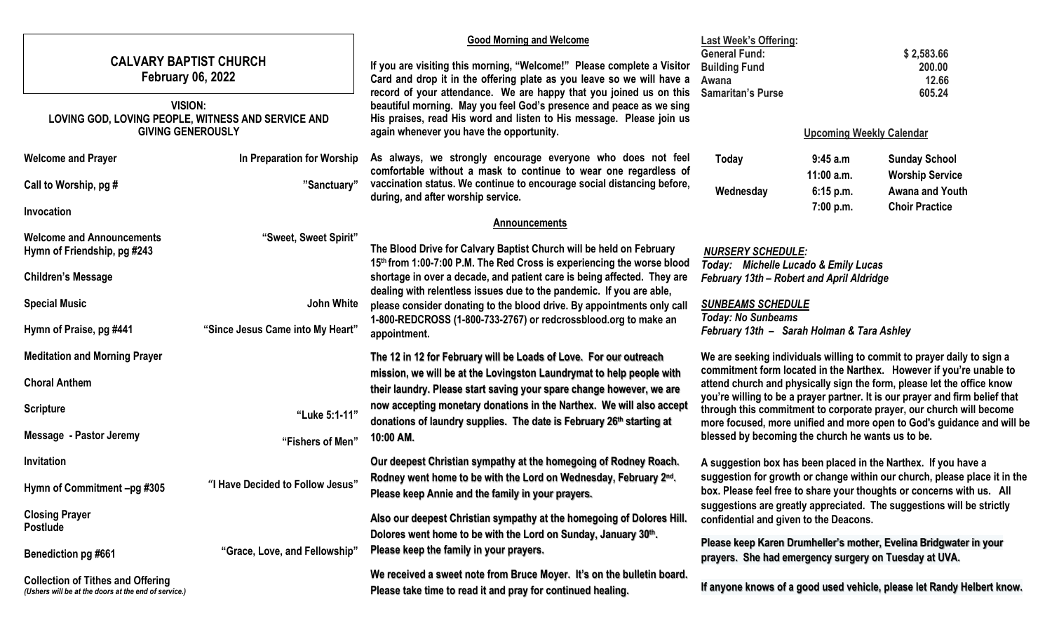# CALVARY BAPTIST CHURCH

## February 06, 2022

**VISION:**
**LOVING GOD, LOVING PEOPLE, WITNESS AND SERVICE AND GIVING GENEROUSLY**

| | |
|---|---|
| **Welcome and Prayer** | **In Preparation for Worship** |
| **Call to Worship, pg #** | **"Sanctuary"** |
| **Invocation** | |
| **Welcome and Announcements** | **"Sweet, Sweet Spirit"** |
| **Hymn of Friendship, pg #243** | |
| **Children's Message** | |
| **Special Music** | **John White** |
| **Hymn of Praise, pg #441** | **"Since Jesus Came into My Heart"** |
| **Meditation and Morning Prayer** | |
| **Choral Anthem** | |
| **Scripture** | **"Luke 5:1-11"** |
| **Message - Pastor Jeremy** | **"Fishers of Men"** |
| **Invitation** | |
| **Hymn of Commitment –pg #305** | **"I Have Decided to Follow Jesus"** |
| **Closing Prayer** | |
| **Postlude** | |
| **Benediction pg #661** | **"Grace, Love, and Fellowship"** |

**Collection of Tithes and Offering**
*(Ushers will be at the doors at the end of service.)*

### Good Morning and Welcome

**If you are visiting this morning, "Welcome!" Please complete a Visitor Card and drop it in the offering plate as you leave so we will have a record of your attendance. We are happy that you joined us on this beautiful morning. May you feel God's presence and peace as we sing His praises, read His word and listen to His message. Please join us again whenever you have the opportunity.**

**As always, we strongly encourage everyone who does not feel comfortable without a mask to continue to wear one regardless of vaccination status. We continue to encourage social distancing before, during, and after worship service.**

### Announcements

**The Blood Drive for Calvary Baptist Church will be held on February 15th from 1:00-7:00 P.M. The Red Cross is experiencing the worse blood shortage in over a decade, and patient care is being affected. They are dealing with relentless issues due to the pandemic. If you are able, please consider donating to the blood drive. By appointments only call 1-800-REDCROSS (1-800-733-2767) or redcrossblood.org to make an appointment.**

**The 12 in 12 for February will be Loads of Love. For our outreach mission, we will be at the Lovingston Laundrymat to help people with their laundry. Please start saving your spare change however, we are now accepting monetary donations in the Narthex. We will also accept donations of laundry supplies. The date is February 26th starting at 10:00 AM.**

**Our deepest Christian sympathy at the homegoing of Rodney Roach. Rodney went home to be with the Lord on Wednesday, February 2nd. Please keep Annie and the family in your prayers.**

**Also our deepest Christian sympathy at the homegoing of Dolores Hill. Dolores went home to be with the Lord on Sunday, January 30th. Please keep the family in your prayers.**

**We received a sweet note from Bruce Moyer. It's on the bulletin board. Please take time to read it and pray for continued healing.**

**Last Week's Offering:**

| | |
|---|---|
| **General Fund:** | **$ 2,583.66** |
| **Building Fund** | **200.00** |
| **Awana** | **12.66** |
| **Samaritan's Purse** | **605.24** |

### Upcoming Weekly Calendar

| | | |
|---|---|---|
| **Today** | **9:45 a.m** | **Sunday School** |
| | **11:00 a.m.** | **Worship Service** |
| **Wednesday** | **6:15 p.m.** | **Awana and Youth** |
| | **7:00 p.m.** | **Choir Practice** |

***NURSERY SCHEDULE:***
***Today: Michelle Lucado & Emily Lucas***
***February 13th – Robert and April Aldridge***

***SUNBEAMS SCHEDULE***
***Today: No Sunbeams***
***February 13th – Sarah Holman & Tara Ashley***

**We are seeking individuals willing to commit to prayer daily to sign a commitment form located in the Narthex. However if you're unable to attend church and physically sign the form, please let the office know you're willing to be a prayer partner. It is our prayer and firm belief that through this commitment to corporate prayer, our church will become more focused, more unified and more open to God's guidance and will be blessed by becoming the church he wants us to be.**

**A suggestion box has been placed in the Narthex. If you have a suggestion for growth or change within our church, please place it in the box. Please feel free to share your thoughts or concerns with us. All suggestions are greatly appreciated. The suggestions will be strictly confidential and given to the Deacons.**

**Please keep Karen Drumheller's mother, Evelina Bridgwater in your prayers. She had emergency surgery on Tuesday at UVA.**

**If anyone knows of a good used vehicle, please let Randy Helbert know.**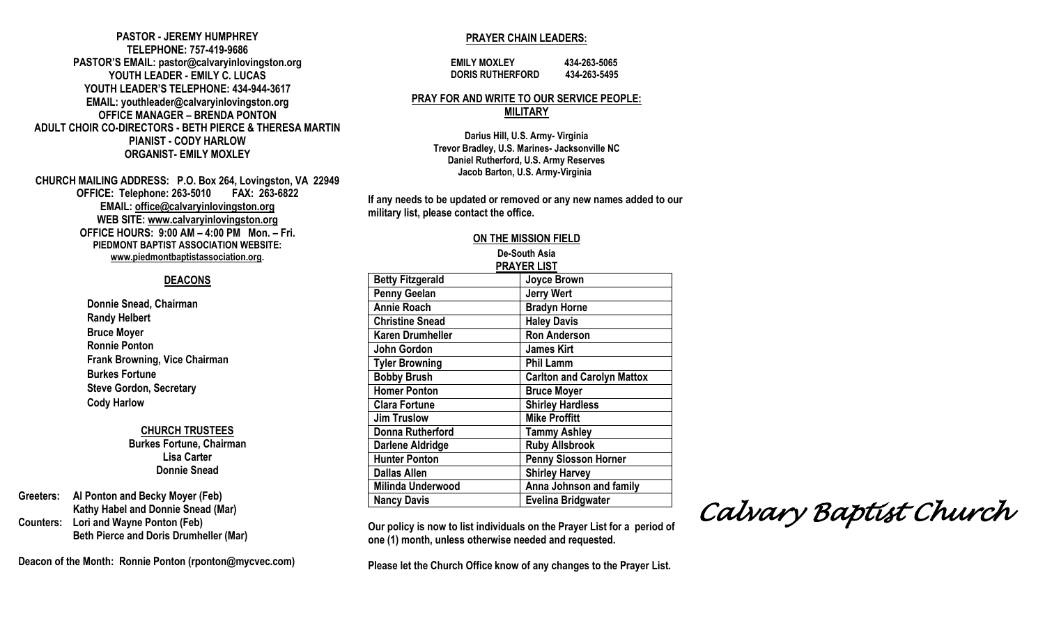**PASTOR - JEREMY HUMPHREY**
**TELEPHONE: 757-419-9686**
**PASTOR'S EMAIL: pastor@calvaryinlovingston.org**
**YOUTH LEADER - EMILY C. LUCAS**
**YOUTH LEADER'S TELEPHONE: 434-944-3617**
**EMAIL: youthleader@calvaryinlovingston.org**
**OFFICE MANAGER – BRENDA PONTON**
**ADULT CHOIR CO-DIRECTORS - BETH PIERCE & THERESA MARTIN**
**PIANIST - CODY HARLOW**
**ORGANIST- EMILY MOXLEY**

**CHURCH MAILING ADDRESS: P.O. Box 264, Lovingston, VA 22949**
**OFFICE: Telephone: 263-5010 FAX: 263-6822**
**EMAIL: office@calvaryinlovingston.org**
**WEB SITE: www.calvaryinlovingston.org**
**OFFICE HOURS: 9:00 AM – 4:00 PM Mon. – Fri.**
**PIEDMONT BAPTIST ASSOCIATION WEBSITE:**
**www.piedmontbaptistassociation.org.**

## DEACONS

**Donnie Snead, Chairman**
**Randy Helbert**
**Bruce Moyer**
**Ronnie Ponton**
**Frank Browning, Vice Chairman**
**Burkes Fortune**
**Steve Gordon, Secretary**
**Cody Harlow**

## CHURCH TRUSTEES

**Burkes Fortune, Chairman**
**Lisa Carter**
**Donnie Snead**

**Greeters: Al Ponton and Becky Moyer (Feb)**
**Kathy Habel and Donnie Snead (Mar)**
**Counters: Lori and Wayne Ponton (Feb)**
**Beth Pierce and Doris Drumheller (Mar)**

**Deacon of the Month: Ronnie Ponton (rponton@mycvec.com)**

## PRAYER CHAIN LEADERS:

**EMILY MOXLEY 434-263-5065**
**DORIS RUTHERFORD 434-263-5495**

## PRAY FOR AND WRITE TO OUR SERVICE PEOPLE:
## MILITARY

**Darius Hill, U.S. Army- Virginia**
**Trevor Bradley, U.S. Marines- Jacksonville NC**
**Daniel Rutherford, U.S. Army Reserves**
**Jacob Barton, U.S. Army-Virginia**

**If any needs to be updated or removed or any new names added to our military list, please contact the office.**

## ON THE MISSION FIELD

**De-South Asia**

## PRAYER LIST

| | |
|---|---|
| Betty Fitzgerald | Joyce Brown |
| Penny Geelan | Jerry Wert |
| Annie Roach | Bradyn Horne |
| Christine Snead | Haley Davis |
| Karen Drumheller | Ron Anderson |
| John Gordon | James Kirt |
| Tyler Browning | Phil Lamm |
| Bobby Brush | Carlton and Carolyn Mattox |
| Homer Ponton | Bruce Moyer |
| Clara Fortune | Shirley Hardless |
| Jim Truslow | Mike Proffitt |
| Donna Rutherford | Tammy Ashley |
| Darlene Aldridge | Ruby Allsbrook |
| Hunter Ponton | Penny Slosson Horner |
| Dallas Allen | Shirley Harvey |
| Milinda Underwood | Anna Johnson and family |
| Nancy Davis | Evelina Bridgwater |

**Our policy is now to list individuals on the Prayer List for a period of one (1) month, unless otherwise needed and requested.**

**Please let the Church Office know of any changes to the Prayer List.**

*Calvary Baptist Church*